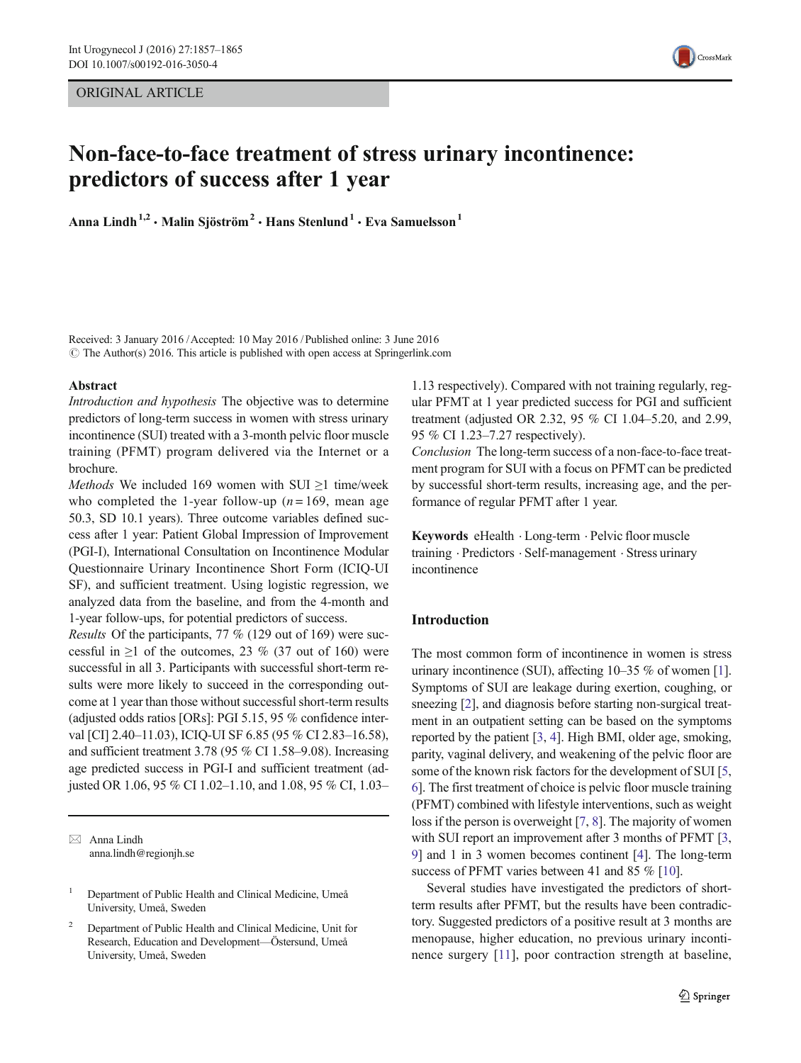ORIGINAL ARTICLE

# Non-face-to-face treatment of stress urinary incontinence: predictors of success after 1 year

Anna Lindh[1,2] · Malin Sjöström[2] · Hans Stenlund[1] · Eva Samuelsson[1]

Received: 3 January 2016 / Accepted: 10 May 2016 / Published online: 3 June 2016
© The Author(s) 2016. This article is published with open access at Springerlink.com

## Abstract

*Introduction and hypothesis* The objective was to determine predictors of long-term success in women with stress urinary incontinence (SUI) treated with a 3-month pelvic floor muscle training (PFMT) program delivered via the Internet or a brochure.

*Methods* We included 169 women with SUI ≥1 time/week who completed the 1-year follow-up ($n = 169$, mean age 50.3, SD 10.1 years). Three outcome variables defined success after 1 year: Patient Global Impression of Improvement (PGI-I), International Consultation on Incontinence Modular Questionnaire Urinary Incontinence Short Form (ICIQ-UI SF), and sufficient treatment. Using logistic regression, we analyzed data from the baseline, and from the 4-month and 1-year follow-ups, for potential predictors of success.

*Results* Of the participants, 77 % (129 out of 169) were successful in ≥1 of the outcomes, 23 % (37 out of 160) were successful in all 3. Participants with successful short-term results were more likely to succeed in the corresponding outcome at 1 year than those without successful short-term results (adjusted odds ratios [ORs]: PGI 5.15, 95 % confidence interval [CI] 2.40–11.03), ICIQ-UI SF 6.85 (95 % CI 2.83–16.58), and sufficient treatment 3.78 (95 % CI 1.58–9.08). Increasing age predicted success in PGI-I and sufficient treatment (adjusted OR 1.06, 95 % CI 1.02–1.10, and 1.08, 95 % CI, 1.03–1.13 respectively). Compared with not training regularly, regular PFMT at 1 year predicted success for PGI and sufficient treatment (adjusted OR 2.32, 95 % CI 1.04–5.20, and 2.99, 95 % CI 1.23–7.27 respectively).

*Conclusion* The long-term success of a non-face-to-face treatment program for SUI with a focus on PFMT can be predicted by successful short-term results, increasing age, and the performance of regular PFMT after 1 year.

**Keywords** eHealth · Long-term · Pelvic floor muscle training · Predictors · Self-management · Stress urinary incontinence

✉ Anna Lindh
anna.lindh@regionjh.se

[1] Department of Public Health and Clinical Medicine, Umeå University, Umeå, Sweden

[2] Department of Public Health and Clinical Medicine, Unit for Research, Education and Development—Östersund, Umeå University, Umeå, Sweden

## Introduction

The most common form of incontinence in women is stress urinary incontinence (SUI), affecting 10–35 % of women [1]. Symptoms of SUI are leakage during exertion, coughing, or sneezing [2], and diagnosis before starting non-surgical treatment in an outpatient setting can be based on the symptoms reported by the patient [3, 4]. High BMI, older age, smoking, parity, vaginal delivery, and weakening of the pelvic floor are some of the known risk factors for the development of SUI [5, 6]. The first treatment of choice is pelvic floor muscle training (PFMT) combined with lifestyle interventions, such as weight loss if the person is overweight [7, 8]. The majority of women with SUI report an improvement after 3 months of PFMT [3, 9] and 1 in 3 women becomes continent [4]. The long-term success of PFMT varies between 41 and 85 % [10].

Several studies have investigated the predictors of short-term results after PFMT, but the results have been contradictory. Suggested predictors of a positive result at 3 months are menopause, higher education, no previous urinary incontinence surgery [11], poor contraction strength at baseline,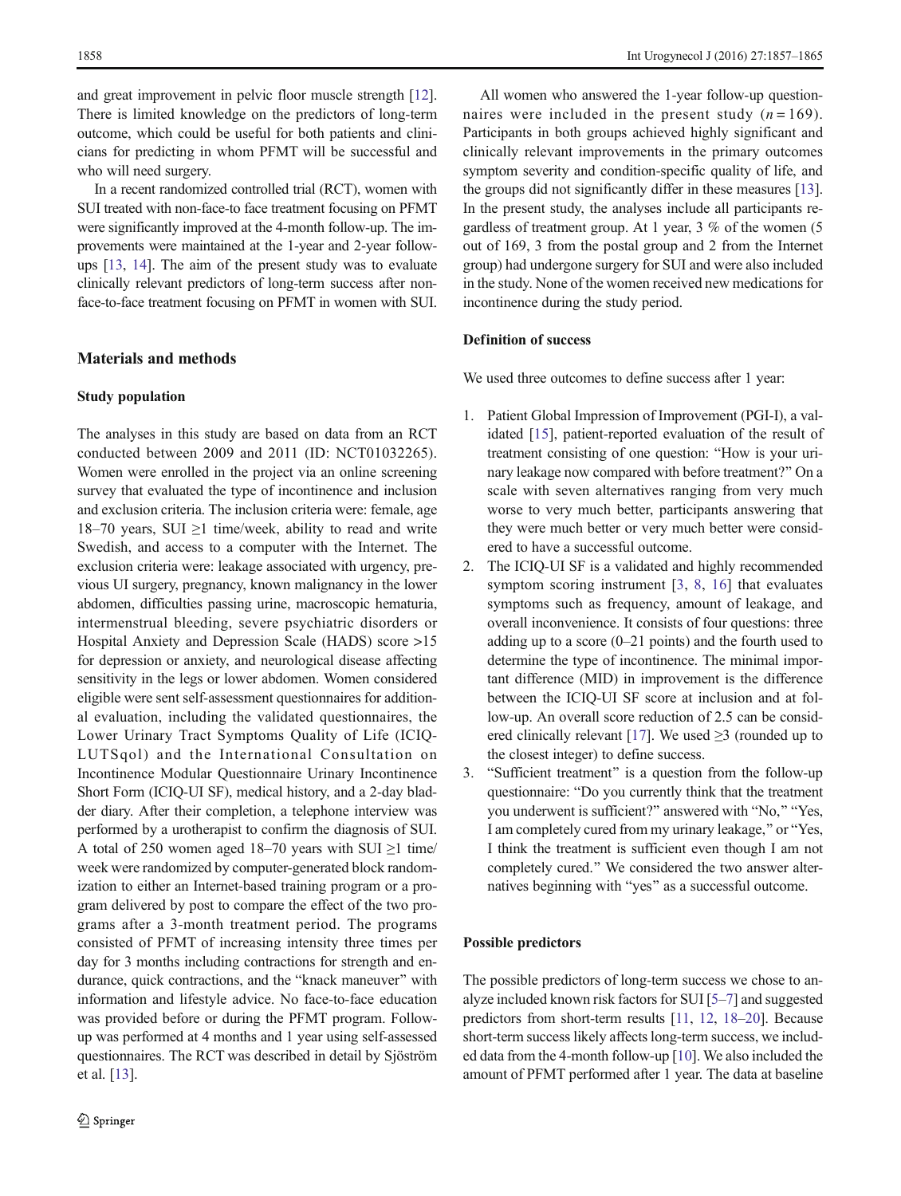and great improvement in pelvic floor muscle strength [12]. There is limited knowledge on the predictors of long-term outcome, which could be useful for both patients and clinicians for predicting in whom PFMT will be successful and who will need surgery.

In a recent randomized controlled trial (RCT), women with SUI treated with non-face-to face treatment focusing on PFMT were significantly improved at the 4-month follow-up. The improvements were maintained at the 1-year and 2-year follow-ups [13, 14]. The aim of the present study was to evaluate clinically relevant predictors of long-term success after non-face-to-face treatment focusing on PFMT in women with SUI.

## Materials and methods

### Study population

The analyses in this study are based on data from an RCT conducted between 2009 and 2011 (ID: NCT01032265). Women were enrolled in the project via an online screening survey that evaluated the type of incontinence and inclusion and exclusion criteria. The inclusion criteria were: female, age 18–70 years, SUI ≥1 time/week, ability to read and write Swedish, and access to a computer with the Internet. The exclusion criteria were: leakage associated with urgency, previous UI surgery, pregnancy, known malignancy in the lower abdomen, difficulties passing urine, macroscopic hematuria, intermenstrual bleeding, severe psychiatric disorders or Hospital Anxiety and Depression Scale (HADS) score >15 for depression or anxiety, and neurological disease affecting sensitivity in the legs or lower abdomen. Women considered eligible were sent self-assessment questionnaires for additional evaluation, including the validated questionnaires, the Lower Urinary Tract Symptoms Quality of Life (ICIQ-LUTSqol) and the International Consultation on Incontinence Modular Questionnaire Urinary Incontinence Short Form (ICIQ-UI SF), medical history, and a 2-day bladder diary. After their completion, a telephone interview was performed by a urotherapist to confirm the diagnosis of SUI. A total of 250 women aged 18–70 years with SUI ≥1 time/week were randomized by computer-generated block randomization to either an Internet-based training program or a program delivered by post to compare the effect of the two programs after a 3-month treatment period. The programs consisted of PFMT of increasing intensity three times per day for 3 months including contractions for strength and endurance, quick contractions, and the "knack maneuver" with information and lifestyle advice. No face-to-face education was provided before or during the PFMT program. Follow-up was performed at 4 months and 1 year using self-assessed questionnaires. The RCT was described in detail by Sjöström et al. [13].

All women who answered the 1-year follow-up questionnaires were included in the present study ($n = 169$). Participants in both groups achieved highly significant and clinically relevant improvements in the primary outcomes symptom severity and condition-specific quality of life, and the groups did not significantly differ in these measures [13]. In the present study, the analyses include all participants regardless of treatment group. At 1 year, 3 % of the women (5 out of 169, 3 from the postal group and 2 from the Internet group) had undergone surgery for SUI and were also included in the study. None of the women received new medications for incontinence during the study period.

### Definition of success

We used three outcomes to define success after 1 year:

1. Patient Global Impression of Improvement (PGI-I), a validated [15], patient-reported evaluation of the result of treatment consisting of one question: "How is your urinary leakage now compared with before treatment?" On a scale with seven alternatives ranging from very much worse to very much better, participants answering that they were much better or very much better were considered to have a successful outcome.
2. The ICIQ-UI SF is a validated and highly recommended symptom scoring instrument [3, 8, 16] that evaluates symptoms such as frequency, amount of leakage, and overall inconvenience. It consists of four questions: three adding up to a score (0–21 points) and the fourth used to determine the type of incontinence. The minimal important difference (MID) in improvement is the difference between the ICIQ-UI SF score at inclusion and at follow-up. An overall score reduction of 2.5 can be considered clinically relevant [17]. We used ≥3 (rounded up to the closest integer) to define success.
3. "Sufficient treatment" is a question from the follow-up questionnaire: "Do you currently think that the treatment you underwent is sufficient?" answered with "No," "Yes, I am completely cured from my urinary leakage," or "Yes, I think the treatment is sufficient even though I am not completely cured." We considered the two answer alternatives beginning with "yes" as a successful outcome.

### Possible predictors

The possible predictors of long-term success we chose to analyze included known risk factors for SUI [5–7] and suggested predictors from short-term results [11, 12, 18–20]. Because short-term success likely affects long-term success, we included data from the 4-month follow-up [10]. We also included the amount of PFMT performed after 1 year. The data at baseline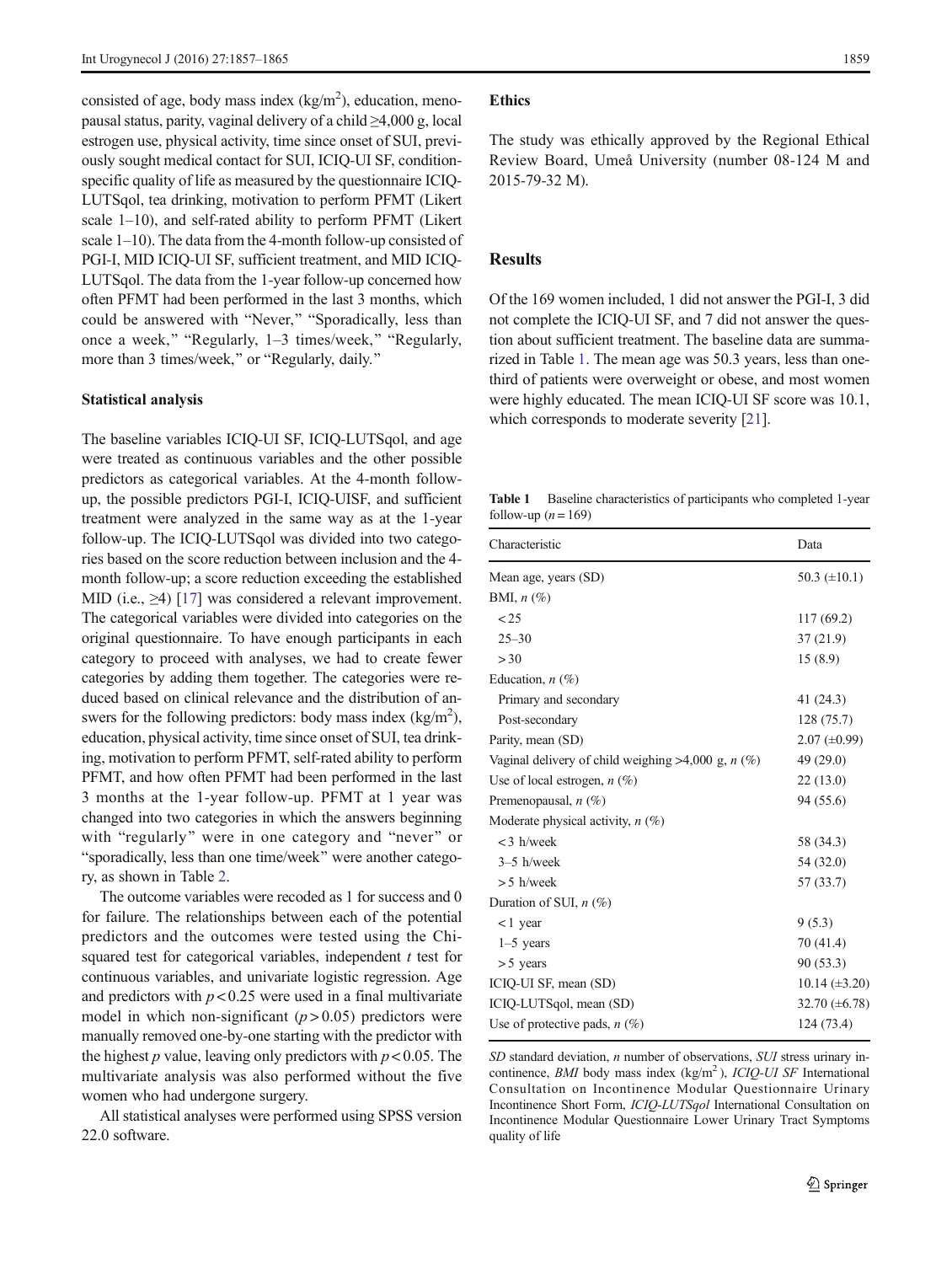consisted of age, body mass index (kg/m$^2$), education, menopausal status, parity, vaginal delivery of a child ≥4,000 g, local estrogen use, physical activity, time since onset of SUI, previously sought medical contact for SUI, ICIQ-UI SF, condition-specific quality of life as measured by the questionnaire ICIQ-LUTSqol, tea drinking, motivation to perform PFMT (Likert scale 1–10), and self-rated ability to perform PFMT (Likert scale 1–10). The data from the 4-month follow-up consisted of PGI-I, MID ICIQ-UI SF, sufficient treatment, and MID ICIQ-LUTSqol. The data from the 1-year follow-up concerned how often PFMT had been performed in the last 3 months, which could be answered with "Never," "Sporadically, less than once a week," "Regularly, 1–3 times/week," "Regularly, more than 3 times/week," or "Regularly, daily."

### Statistical analysis

The baseline variables ICIQ-UI SF, ICIQ-LUTSqol, and age were treated as continuous variables and the other possible predictors as categorical variables. At the 4-month follow-up, the possible predictors PGI-I, ICIQ-UISF, and sufficient treatment were analyzed in the same way as at the 1-year follow-up. The ICIQ-LUTSqol was divided into two categories based on the score reduction between inclusion and the 4-month follow-up; a score reduction exceeding the established MID (i.e., ≥4) [17] was considered a relevant improvement. The categorical variables were divided into categories on the original questionnaire. To have enough participants in each category to proceed with analyses, we had to create fewer categories by adding them together. The categories were reduced based on clinical relevance and the distribution of answers for the following predictors: body mass index (kg/m$^2$), education, physical activity, time since onset of SUI, tea drinking, motivation to perform PFMT, self-rated ability to perform PFMT, and how often PFMT had been performed in the last 3 months at the 1-year follow-up. PFMT at 1 year was changed into two categories in which the answers beginning with "regularly" were in one category and "never" or "sporadically, less than one time/week" were another category, as shown in Table 2.

The outcome variables were recoded as 1 for success and 0 for failure. The relationships between each of the potential predictors and the outcomes were tested using the Chi-squared test for categorical variables, independent $t$ test for continuous variables, and univariate logistic regression. Age and predictors with $p < 0.25$ were used in a final multivariate model in which non-significant ($p > 0.05$) predictors were manually removed one-by-one starting with the predictor with the highest $p$ value, leaving only predictors with $p < 0.05$. The multivariate analysis was also performed without the five women who had undergone surgery.

All statistical analyses were performed using SPSS version 22.0 software.

### Ethics

The study was ethically approved by the Regional Ethical Review Board, Umeå University (number 08-124 M and 2015-79-32 M).

## Results

Of the 169 women included, 1 did not answer the PGI-I, 3 did not complete the ICIQ-UI SF, and 7 did not answer the question about sufficient treatment. The baseline data are summarized in Table 1. The mean age was 50.3 years, less than one-third of patients were overweight or obese, and most women were highly educated. The mean ICIQ-UI SF score was 10.1, which corresponds to moderate severity [21].

**Table 1** Baseline characteristics of participants who completed 1-year follow-up ($n = 169$)

| Characteristic | Data |
|---|---|
| Mean age, years (SD) | 50.3 (±10.1) |
| BMI, $n$ (%) | |
| <25 | 117 (69.2) |
| 25–30 | 37 (21.9) |
| >30 | 15 (8.9) |
| Education, $n$ (%) | |
| Primary and secondary | 41 (24.3) |
| Post-secondary | 128 (75.7) |
| Parity, mean (SD) | 2.07 (±0.99) |
| Vaginal delivery of child weighing >4,000 g, $n$ (%) | 49 (29.0) |
| Use of local estrogen, $n$ (%) | 22 (13.0) |
| Premenopausal, $n$ (%) | 94 (55.6) |
| Moderate physical activity, $n$ (%) | |
| <3 h/week | 58 (34.3) |
| 3–5 h/week | 54 (32.0) |
| >5 h/week | 57 (33.7) |
| Duration of SUI, $n$ (%) | |
| <1 year | 9 (5.3) |
| 1–5 years | 70 (41.4) |
| >5 years | 90 (53.3) |
| ICIQ-UI SF, mean (SD) | 10.14 (±3.20) |
| ICIQ-LUTSqol, mean (SD) | 32.70 (±6.78) |
| Use of protective pads, $n$ (%) | 124 (73.4) |

*SD* standard deviation, *n* number of observations, *SUI* stress urinary incontinence, *BMI* body mass index (kg/m$^2$), *ICIQ-UI SF* International Consultation on Incontinence Modular Questionnaire Urinary Incontinence Short Form, *ICIQ-LUTSqol* International Consultation on Incontinence Modular Questionnaire Lower Urinary Tract Symptoms quality of life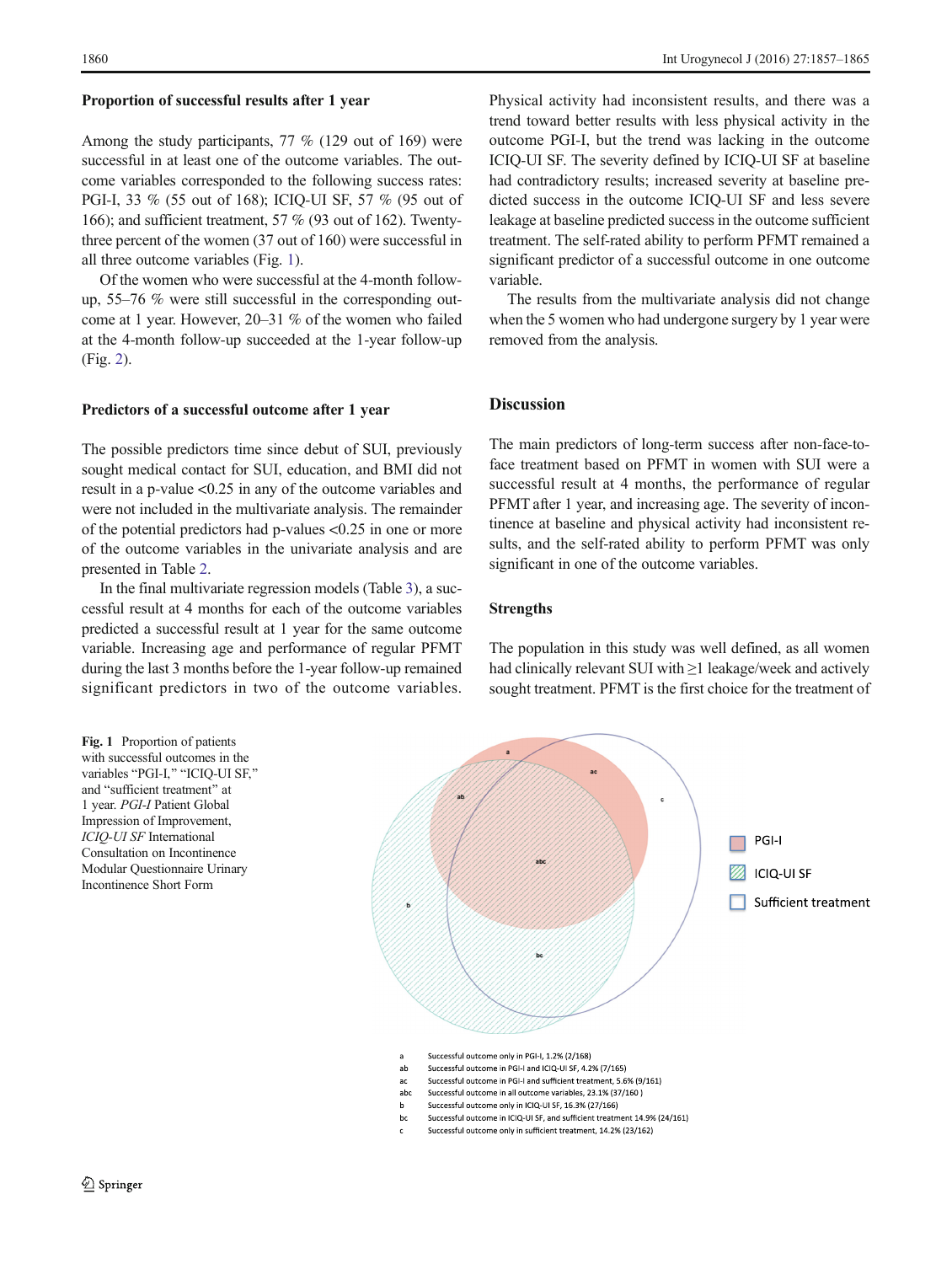### Proportion of successful results after 1 year

Among the study participants, 77 % (129 out of 169) were successful in at least one of the outcome variables. The outcome variables corresponded to the following success rates: PGI-I, 33 % (55 out of 168); ICIQ-UI SF, 57 % (95 out of 166); and sufficient treatment, 57 % (93 out of 162). Twenty-three percent of the women (37 out of 160) were successful in all three outcome variables (Fig. 1).

Of the women who were successful at the 4-month follow-up, 55–76 % were still successful in the corresponding outcome at 1 year. However, 20–31 % of the women who failed at the 4-month follow-up succeeded at the 1-year follow-up (Fig. 2).

### Predictors of a successful outcome after 1 year

The possible predictors time since debut of SUI, previously sought medical contact for SUI, education, and BMI did not result in a p-value <0.25 in any of the outcome variables and were not included in the multivariate analysis. The remainder of the potential predictors had p-values <0.25 in one or more of the outcome variables in the univariate analysis and are presented in Table 2.

In the final multivariate regression models (Table 3), a successful result at 4 months for each of the outcome variables predicted a successful result at 1 year for the same outcome variable. Increasing age and performance of regular PFMT during the last 3 months before the 1-year follow-up remained significant predictors in two of the outcome variables. Physical activity had inconsistent results, and there was a trend toward better results with less physical activity in the outcome PGI-I, but the trend was lacking in the outcome ICIQ-UI SF. The severity defined by ICIQ-UI SF at baseline had contradictory results; increased severity at baseline predicted success in the outcome ICIQ-UI SF and less severe leakage at baseline predicted success in the outcome sufficient treatment. The self-rated ability to perform PFMT remained a significant predictor of a successful outcome in one outcome variable.

The results from the multivariate analysis did not change when the 5 women who had undergone surgery by 1 year were removed from the analysis.

## Discussion

The main predictors of long-term success after non-face-to-face treatment based on PFMT in women with SUI were a successful result at 4 months, the performance of regular PFMT after 1 year, and increasing age. The severity of incontinence at baseline and physical activity had inconsistent results, and the self-rated ability to perform PFMT was only significant in one of the outcome variables.

### Strengths

The population in this study was well defined, as all women had clinically relevant SUI with ≥1 leakage/week and actively sought treatment. PFMT is the first choice for the treatment of

**Fig. 1** Proportion of patients with successful outcomes in the variables "PGI-I," "ICIQ-UI SF," and "sufficient treatment" at 1 year. *PGI-I* Patient Global Impression of Improvement, *ICIQ-UI SF* International Consultation on Incontinence Modular Questionnaire Urinary Incontinence Short Form

PGI-I
ICIQ-UI SF
Sufficient treatment

| | |
|---|---|
| a | Successful outcome only in PGI-I, 1.2% (2/168) |
| ab | Successful outcome in PGI-I and ICIQ-UI SF, 4.2% (7/165) |
| ac | Successful outcome in PGI-I and sufficient treatment, 5.6% (9/161) |
| abc | Successful outcome in all outcome variables, 23.1% (37/160 ) |
| b | Successful outcome only in ICIQ-UI SF, 16.3% (27/166) |
| bc | Successful outcome in ICIQ-UI SF, and sufficient treatment 14.9% (24/161) |
| c | Successful outcome only in sufficient treatment, 14.2% (23/162) |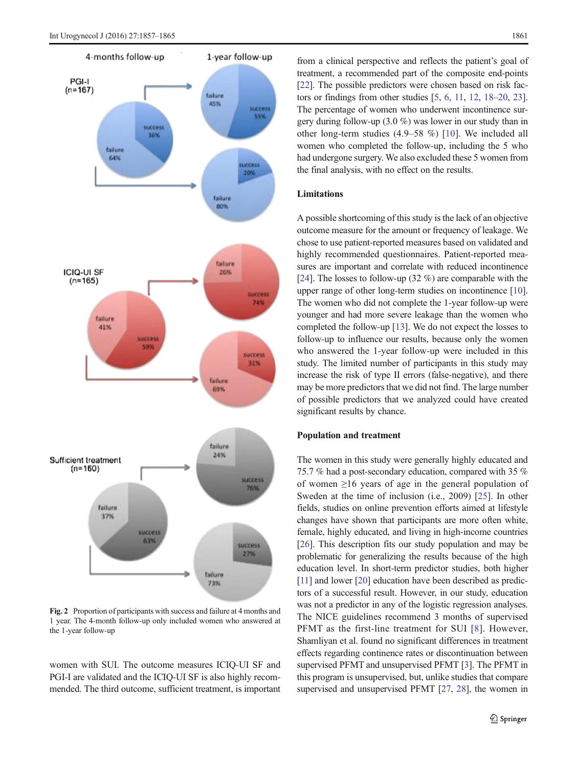Fig. 2 Proportion of participants with success and failure at 4 months and 1 year. The 4-month follow-up only included women who answered at the 1-year follow-up

women with SUI. The outcome measures ICIQ-UI SF and PGI-I are validated and the ICIQ-UI SF is also highly recommended. The third outcome, sufficient treatment, is important from a clinical perspective and reflects the patient's goal of treatment, a recommended part of the composite end-points [22]. The possible predictors were chosen based on risk factors or findings from other studies [5, 6, 11, 12, 18–20, 23]. The percentage of women who underwent incontinence surgery during follow-up (3.0 %) was lower in our study than in other long-term studies (4.9–58 %) [10]. We included all women who completed the follow-up, including the 5 who had undergone surgery. We also excluded these 5 women from the final analysis, with no effect on the results.

### Limitations

A possible shortcoming of this study is the lack of an objective outcome measure for the amount or frequency of leakage. We chose to use patient-reported measures based on validated and highly recommended questionnaires. Patient-reported measures are important and correlate with reduced incontinence [24]. The losses to follow-up (32 %) are comparable with the upper range of other long-term studies on incontinence [10]. The women who did not complete the 1-year follow-up were younger and had more severe leakage than the women who completed the follow-up [13]. We do not expect the losses to follow-up to influence our results, because only the women who answered the 1-year follow-up were included in this study. The limited number of participants in this study may increase the risk of type II errors (false-negative), and there may be more predictors that we did not find. The large number of possible predictors that we analyzed could have created significant results by chance.

### Population and treatment

The women in this study were generally highly educated and 75.7 % had a post-secondary education, compared with 35 % of women ≥16 years of age in the general population of Sweden at the time of inclusion (i.e., 2009) [25]. In other fields, studies on online prevention efforts aimed at lifestyle changes have shown that participants are more often white, female, highly educated, and living in high-income countries [26]. This description fits our study population and may be problematic for generalizing the results because of the high education level. In short-term predictor studies, both higher [11] and lower [20] education have been described as predictors of a successful result. However, in our study, education was not a predictor in any of the logistic regression analyses. The NICE guidelines recommend 3 months of supervised PFMT as the first-line treatment for SUI [8]. However, Shamliyan et al. found no significant differences in treatment effects regarding continence rates or discontinuation between supervised PFMT and unsupervised PFMT [3]. The PFMT in this program is unsupervised, but, unlike studies that compare supervised and unsupervised PFMT [27, 28], the women in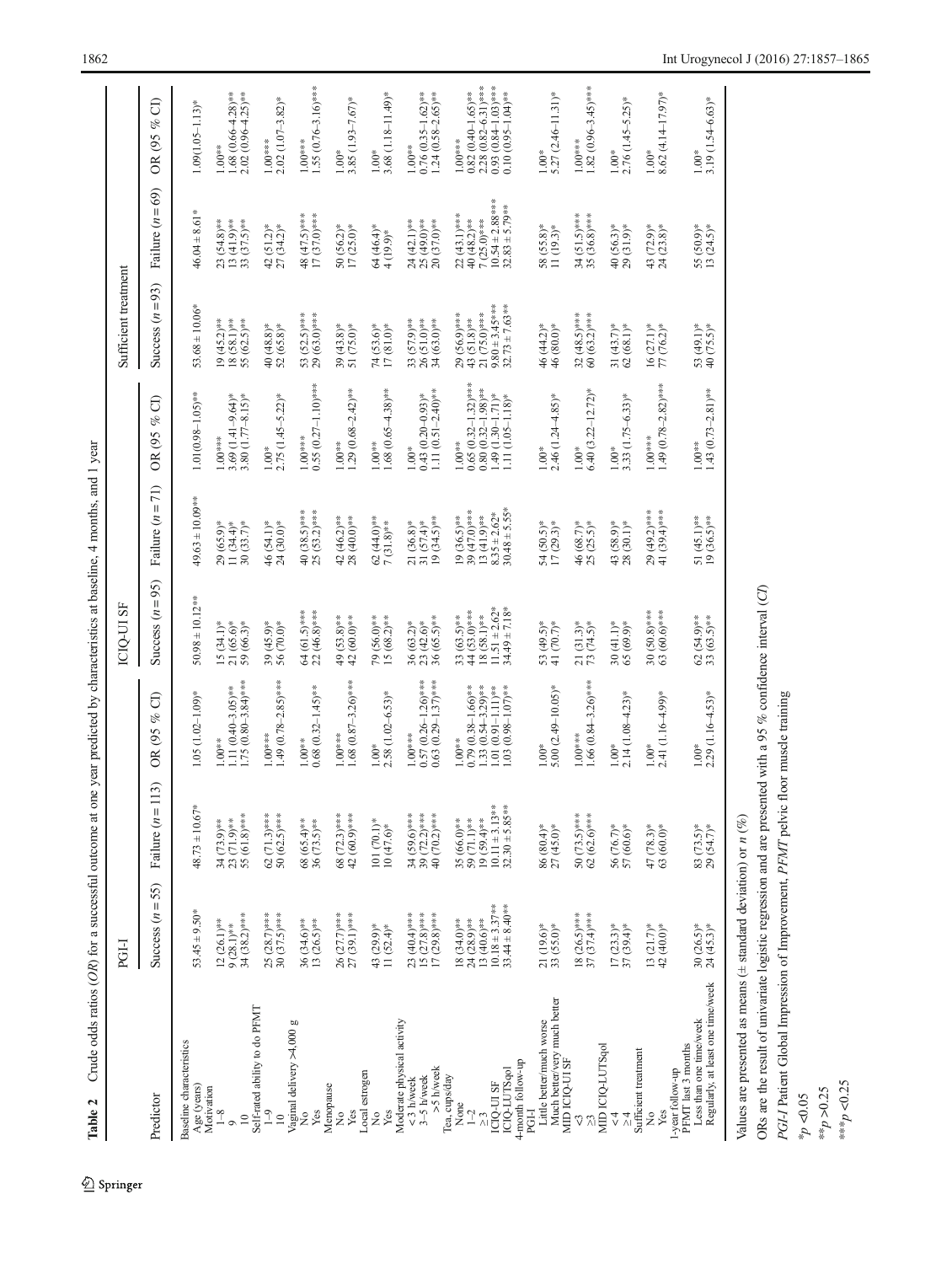**Table 2** Crude odds ratios (*OR*) for a successful outcome at one year predicted by characteristics at baseline, 4 months, and 1 year

| Predictor | PGI-I | | | ICIQ-UI SF | | | Sufficient treatment | | |
|---|---|---|---|---|---|---|---|---|---|
| | Success (*n* = 55) | Failure (*n* = 113) | OR (95 % CI) | Success (*n* = 95) | Failure (*n* = 71) | OR (95 % CI) | Success (*n* = 93) | Failure (*n* = 69) | OR (95 % CI) |
| Baseline characteristics | | | | | | | | | |
| Age (years) | 53.45 ± 9.50* | 48.73 ± 10.67* | 1.05 (1.02–1.09)* | 50.98 ± 10.12** | 49.63 ± 10.09** | 1.01(0.98–1.05)** | 53.68 ± 10.06* | 46.04 ± 8.61* | 1.09(1.05–1.13)* |
| Motivation | | | | | | | | | |
| 1–8 | 12 (26.1)** | 34 (73.9)** | 1.00** | 15 (34.1)* | 29 (65.9)* | 1.00*** | 19 (45.2)** | 23 (54.8)** | 1.00** |
| 9 | 9 (28.1)** | 23 (71.9)** | 1.11 (0.40–3.05)** | 21 (65.6)* | 11 (34.4)* | 3.69 (1.41–9.64)* | 18 (58.1)** | 13 (41.9)** | 1.68 (0.66–4.28)** |
| 10 | 34 (38.2)*** | 55 (61.8)*** | 1.75 (0.80–3.84)*** | 59 (66.3)* | 30 (33.7)* | 3.80 (1.77–8.15)* | 55 (62.5)** | 33 (37.5)** | 2.02 (0.96–4.25)** |
| Self-rated ability to do PFMT | | | | | | | | | |
| 1–9 | 25 (28.7)*** | 62 (71.3)*** | 1.00*** | 39 (45.9)* | 46 (54.1)* | 1.00* | 40 (48.8)* | 42 (51.2)* | 1.00*** |
| 10 | 30 (37.5)*** | 50 (62.5)*** | 1.49 (0.78–2.85)*** | 56 (70.0)* | 24 (30.0)* | 2.75 (1.45–5.22)* | 52 (65.8)* | 27 (34.2)* | 2.02 (1.07–3.82)* |
| Vaginal delivery >4,000 g | | | | | | | | | |
| No | 36 (34.6)** | 68 (65.4)** | 1.00** | 64 (61.5)*** | 40 (38.5)*** | 1.00*** | 53 (52.5)*** | 48 (47.5)*** | 1.00*** |
| Yes | 13 (26.5)** | 36 (73.5)** | 0.68 (0.32–1.45)** | 22 (46.8)*** | 25 (53.2)*** | 0.55 (0.27–1.10)*** | 29 (63.0)*** | 17 (37.0)*** | 1.55 (0.76–3.16)*** |
| Menopause | | | | | | | | | |
| No | 26 (27.7)*** | 68 (72.3)*** | 1.00*** | 49 (53.8)** | 42 (46.2)** | 1.00** | 39 (43.8)* | 50 (56.2)* | 1.00* |
| Yes | 27 (39.1)*** | 42 (60.9)*** | 1.68 (0.87–3.26)*** | 42 (60.0)** | 28 (40.0)** | 1.29 (0.68–2.42)** | 51 (75.0)* | 17 (25.0)* | 3.85 (1.93–7.67)* |
| Local estrogen | | | | | | | | | |
| No | 43 (29.9)* | 101 (70.1)* | 1.00* | 79 (56.0)** | 62 (44.0)** | 1.00** | 74 (53.6)* | 64 (46.4)* | 1.00* |
| Yes | 11 (52.4)* | 10 (47.6)* | 2.58 (1.02–6.53)* | 15 (68.2)** | 7 (31.8)** | 1.68 (0.65–4.38)** | 17 (81.0)* | 4 (19.9)* | 3.68 (1.18–11.49)* |
| Moderate physical activity | | | | | | | | | |
| <3 h/week | 23 (40.4)*** | 34 (59.6)*** | 1.00*** | 36 (63.2)* | 21 (36.8)* | 1.00* | 33 (57.9)** | 24 (42.1)** | 1.00** |
| 3–5 h/week | 15 (27.8)*** | 39 (72.2)*** | 0.57 (0.26–1.26)*** | 23 (42.6)* | 31 (57.4)* | 0.43 (0.20–0.93)* | 26 (51.0)** | 25 (49.0)** | 0.76 (0.35–1.62)** |
| >5 h/week | 17 (29.8)*** | 40 (70.2)*** | 0.63 (0.29–1.37)*** | 36 (65.5)** | 19 (34.5)** | 1.11 (0.51–2.40)** | 34 (63.0)** | 20 (37.0)** | 1.24 (0.58–2.65)** |
| Tea, cups/day | | | | | | | | | |
| None | 18 (34.0)** | 35 (66.0)** | 1.00** | 33 (63.5)** | 19 (36.5)** | 1.00** | 29 (56.9)*** | 22 (43.1)*** | 1.00*** |
| 1–2 | 24 (28.9)** | 59 (71.1)** | 0.79 (0.38–1.66)** | 44 (53.0)*** | 39 (47.0)*** | 0.65 (0.32–1.32)*** | 43 (51.8)** | 40 (48.2)** | 0.82 (0.40–1.65)** |
| ≥3 | 13 (40.6)** | 19 (59.4)** | 1.33 (0.54–3.29)** | 18 (58.1)** | 13 (41.9)** | 0.80 (0.32–1.98)** | 21 (75.0)*** | 7 (25.0)*** | 2.28 (0.82–6.31)*** |
| ICIQ-UI SF | 10.18 ± 3.37** | 10.11 ± 3.13** | 1.01 (0.91–1.11)** | 11.51 ± 2.62* | 8.35 ± 2.62* | 1.49 (1.30–1.71)* | 9.80 ± 3.45*** | 10.54 ± 2.88*** | 0.93 (0.84–1.03)*** |
| ICIQ-LUTSqol | 33.44 ± 8.40** | 32.30 ± 5.85** | 1.03 (0.98–1.07)** | 34.49 ± 7.18* | 30.48 ± 5.55* | 1.11 (1.05–1.18)* | 32.73 ± 7.63** | 32.83 ± 5.79** | 0.10 (0.95–1.04)** |
| 4-month follow-up | | | | | | | | | |
| PGI-I | | | | | | | | | |
| Little better/much worse | 21 (19.6)* | 86 (80.4)* | 1.00* | 53 (49.5)* | 54 (50.5)* | 1.00* | 46 (44.2)* | 58 (55.8)* | 1.00* |
| Much better/very much better | 33 (55.0)* | 27 (45.0)* | 5.00 (2.49–10.05)* | 41 (70.7)* | 17 (29.3)* | 2.46 (1.24–4.85)* | 46 (80.0)* | 11 (19.3)* | 5.27 (2.46–11.31)* |
| MID ICIQ-UI SF | | | | | | | | | |
| <3 | 18 (26.5)*** | 50 (73.5)*** | 1.00** | 21 (31.3)* | 46 (68.7)* | 1.00* | 32 (48.5)*** | 34 (51.5)*** | 1.00*** |
| ≥3 | 37 (37.4)*** | 62 (62.6)*** | 1.66 (0.84–3.26)*** | 73 (74.5)* | 25 (25.5)* | 6.40 (3.22–12.72)* | 60 (63.2)*** | 35 (36.8)*** | 1.82 (0.96–3.45)*** |
| MID ICIQ-LUTSqol | | | | | | | | | |
| <4 | 17 (23.3)* | 56 (76.7)* | 1.00* | 30 (41.1)* | 43 (58.9)* | 1.00* | 31 (43.7)* | 40 (56.3)* | 1.00* |
| ≥4 | 37 (39.4)* | 57 (60.6)* | 2.14 (1.08–4.23)* | 65 (69.9)* | 28 (30.1)* | 3.33 (1.75–6.33)* | 62 (68.1)* | 29 (31.9)* | 2.76 (1.45–5.25)* |
| Sufficient treatment | | | | | | | | | |
| No | 13 (21.7)* | 47 (78.3)* | 1.00* | 30 (50.8)*** | 29 (49.2)*** | 1.00*** | 16 (27.1)* | 43 (72.9)* | 1.00* |
| Yes | 42 (40.0)* | 63 (60.0)* | 2.41 (1.16–4.99)* | 63 (60.6)*** | 41 (39.4)*** | 1.49 (0.78–2.82)*** | 77 (76.2)* | 24 (23.8)* | 8.62 (4.14–17.97)* |
| 1-year follow-up | | | | | | | | | |
| PFMT last 3 months | | | | | | | | | |
| Less than one time/week | 30 (26.5)* | 83 (73.5)* | 1.00* | 62 (54.9)** | 51 (45.1)** | 1.00** | 53 (49.1)* | 55 (50.9)* | 1.00* |
| Regularly, at least one time/week | 24 (45.3)* | 29 (54.7)* | 2.29 (1.16–4.53)* | 33 (63.5)** | 19 (36.5)** | 1.43 (0.73–2.81)** | 40 (75.5)* | 13 (24.5)* | 3.19 (1.54–6.63)* |

Values are presented as means (± standard deviation) or *n* (%)

ORs are the result of univariate logistic regression and are presented with a 95 % confidence interval (*CI*)

*PGI-I* Patient Global Impression of Improvement, *PFMT* pelvic floor muscle training

\*$p$ <0.05

\*\*$p$ >0.25

\*\*\*$p$ <0.25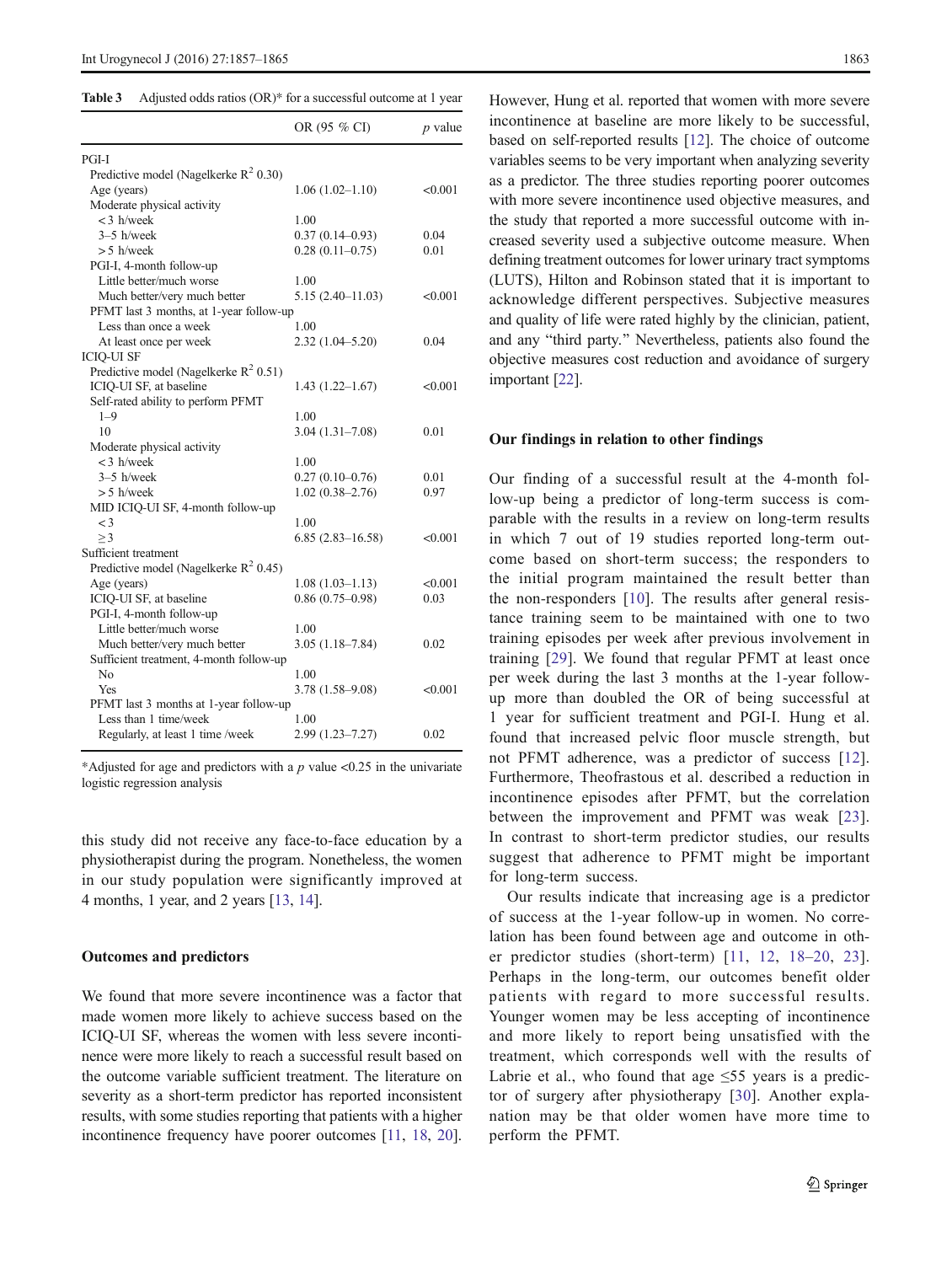**Table 3** Adjusted odds ratios (OR)* for a successful outcome at 1 year

| | OR (95 % CI) | $p$ value |
|---|---|---|
| PGI-I | | |
| Predictive model (Nagelkerke $R^2$ 0.30) | | |
| Age (years) | 1.06 (1.02–1.10) | <0.001 |
| Moderate physical activity | | |
| < 3 h/week | 1.00 | |
| 3–5 h/week | 0.37 (0.14–0.93) | 0.04 |
| > 5 h/week | 0.28 (0.11–0.75) | 0.01 |
| PGI-I, 4-month follow-up | | |
| Little better/much worse | 1.00 | |
| Much better/very much better | 5.15 (2.40–11.03) | <0.001 |
| PFMT last 3 months, at 1-year follow-up | | |
| Less than once a week | 1.00 | |
| At least once per week | 2.32 (1.04–5.20) | 0.04 |
| ICIQ-UI SF | | |
| Predictive model (Nagelkerke $R^2$ 0.51) | | |
| ICIQ-UI SF, at baseline | 1.43 (1.22–1.67) | <0.001 |
| Self-rated ability to perform PFMT | | |
| 1–9 | 1.00 | |
| 10 | 3.04 (1.31–7.08) | 0.01 |
| Moderate physical activity | | |
| < 3 h/week | 1.00 | |
| 3–5 h/week | 0.27 (0.10–0.76) | 0.01 |
| > 5 h/week | 1.02 (0.38–2.76) | 0.97 |
| MID ICIQ-UI SF, 4-month follow-up | | |
| < 3 | 1.00 | |
| ≥ 3 | 6.85 (2.83–16.58) | <0.001 |
| Sufficient treatment | | |
| Predictive model (Nagelkerke $R^2$ 0.45) | | |
| Age (years) | 1.08 (1.03–1.13) | <0.001 |
| ICIQ-UI SF, at baseline | 0.86 (0.75–0.98) | 0.03 |
| PGI-I, 4-month follow-up | | |
| Little better/much worse | 1.00 | |
| Much better/very much better | 3.05 (1.18–7.84) | 0.02 |
| Sufficient treatment, 4-month follow-up | | |
| No | 1.00 | |
| Yes | 3.78 (1.58–9.08) | <0.001 |
| PFMT last 3 months at 1-year follow-up | | |
| Less than 1 time/week | 1.00 | |
| Regularly, at least 1 time /week | 2.99 (1.23–7.27) | 0.02 |

*Adjusted for age and predictors with a $p$ value <0.25 in the univariate logistic regression analysis

this study did not receive any face-to-face education by a physiotherapist during the program. Nonetheless, the women in our study population were significantly improved at 4 months, 1 year, and 2 years [13, 14].

### Outcomes and predictors

We found that more severe incontinence was a factor that made women more likely to achieve success based on the ICIQ-UI SF, whereas the women with less severe incontinence were more likely to reach a successful result based on the outcome variable sufficient treatment. The literature on severity as a short-term predictor has reported inconsistent results, with some studies reporting that patients with a higher incontinence frequency have poorer outcomes [11, 18, 20]. However, Hung et al. reported that women with more severe incontinence at baseline are more likely to be successful, based on self-reported results [12]. The choice of outcome variables seems to be very important when analyzing severity as a predictor. The three studies reporting poorer outcomes with more severe incontinence used objective measures, and the study that reported a more successful outcome with increased severity used a subjective outcome measure. When defining treatment outcomes for lower urinary tract symptoms (LUTS), Hilton and Robinson stated that it is important to acknowledge different perspectives. Subjective measures and quality of life were rated highly by the clinician, patient, and any "third party." Nevertheless, patients also found the objective measures cost reduction and avoidance of surgery important [22].

### Our findings in relation to other findings

Our finding of a successful result at the 4-month follow-up being a predictor of long-term success is comparable with the results in a review on long-term results in which 7 out of 19 studies reported long-term outcome based on short-term success; the responders to the initial program maintained the result better than the non-responders [10]. The results after general resistance training seem to be maintained with one to two training episodes per week after previous involvement in training [29]. We found that regular PFMT at least once per week during the last 3 months at the 1-year follow-up more than doubled the OR of being successful at 1 year for sufficient treatment and PGI-I. Hung et al. found that increased pelvic floor muscle strength, but not PFMT adherence, was a predictor of success [12]. Furthermore, Theofrastous et al. described a reduction in incontinence episodes after PFMT, but the correlation between the improvement and PFMT was weak [23]. In contrast to short-term predictor studies, our results suggest that adherence to PFMT might be important for long-term success.

Our results indicate that increasing age is a predictor of success at the 1-year follow-up in women. No correlation has been found between age and outcome in other predictor studies (short-term) [11, 12, 18–20, 23]. Perhaps in the long-term, our outcomes benefit older patients with regard to more successful results. Younger women may be less accepting of incontinence and more likely to report being unsatisfied with the treatment, which corresponds well with the results of Labrie et al., who found that age ≤55 years is a predictor of surgery after physiotherapy [30]. Another explanation may be that older women have more time to perform the PFMT.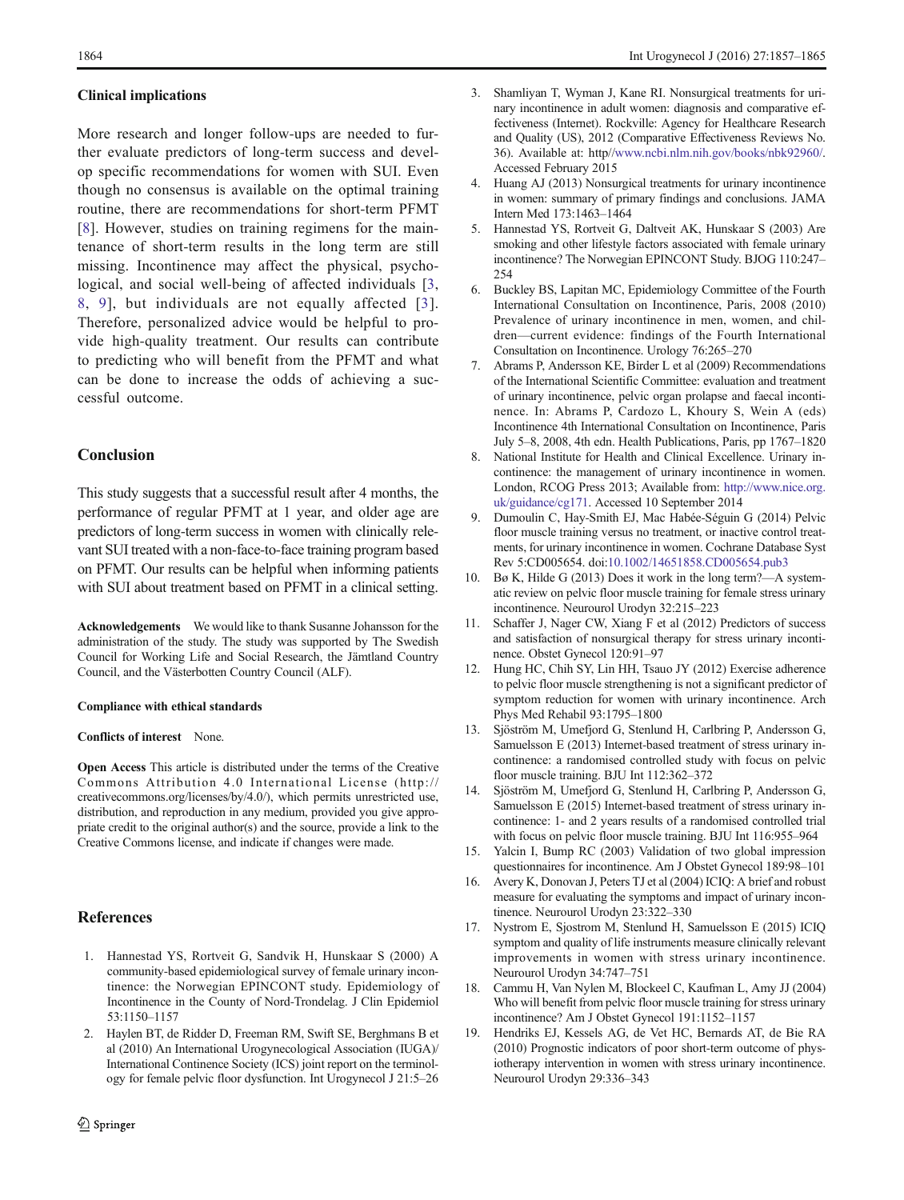### Clinical implications

More research and longer follow-ups are needed to further evaluate predictors of long-term success and develop specific recommendations for women with SUI. Even though no consensus is available on the optimal training routine, there are recommendations for short-term PFMT [8]. However, studies on training regimens for the maintenance of short-term results in the long term are still missing. Incontinence may affect the physical, psychological, and social well-being of affected individuals [3, 8, 9], but individuals are not equally affected [3]. Therefore, personalized advice would be helpful to provide high-quality treatment. Our results can contribute to predicting who will benefit from the PFMT and what can be done to increase the odds of achieving a successful outcome.

## Conclusion

This study suggests that a successful result after 4 months, the performance of regular PFMT at 1 year, and older age are predictors of long-term success in women with clinically relevant SUI treated with a non-face-to-face training program based on PFMT. Our results can be helpful when informing patients with SUI about treatment based on PFMT in a clinical setting.

**Acknowledgements** We would like to thank Susanne Johansson for the administration of the study. The study was supported by The Swedish Council for Working Life and Social Research, the Jämtland Country Council, and the Västerbotten Country Council (ALF).

**Compliance with ethical standards**

**Conflicts of interest** None.

**Open Access** This article is distributed under the terms of the Creative Commons Attribution 4.0 International License (http://creativecommons.org/licenses/by/4.0/), which permits unrestricted use, distribution, and reproduction in any medium, provided you give appropriate credit to the original author(s) and the source, provide a link to the Creative Commons license, and indicate if changes were made.

## References

1. Hannestad YS, Rortveit G, Sandvik H, Hunskaar S (2000) A community-based epidemiological survey of female urinary incontinence: the Norwegian EPINCONT study. Epidemiology of Incontinence in the County of Nord-Trondelag. J Clin Epidemiol 53:1150–1157
2. Haylen BT, de Ridder D, Freeman RM, Swift SE, Berghmans B et al (2010) An International Urogynecological Association (IUGA)/ International Continence Society (ICS) joint report on the terminology for female pelvic floor dysfunction. Int Urogynecol J 21:5–26
3. Shamliyan T, Wyman J, Kane RI. Nonsurgical treatments for urinary incontinence in adult women: diagnosis and comparative effectiveness (Internet). Rockville: Agency for Healthcare Research and Quality (US), 2012 (Comparative Effectiveness Reviews No. 36). Available at: http//www.ncbi.nlm.nih.gov/books/nbk92960/. Accessed February 2015
4. Huang AJ (2013) Nonsurgical treatments for urinary incontinence in women: summary of primary findings and conclusions. JAMA Intern Med 173:1463–1464
5. Hannestad YS, Rortveit G, Daltveit AK, Hunskaar S (2003) Are smoking and other lifestyle factors associated with female urinary incontinence? The Norwegian EPINCONT Study. BJOG 110:247–254
6. Buckley BS, Lapitan MC, Epidemiology Committee of the Fourth International Consultation on Incontinence, Paris, 2008 (2010) Prevalence of urinary incontinence in men, women, and children—current evidence: findings of the Fourth International Consultation on Incontinence. Urology 76:265–270
7. Abrams P, Andersson KE, Birder L et al (2009) Recommendations of the International Scientific Committee: evaluation and treatment of urinary incontinence, pelvic organ prolapse and faecal incontinence. In: Abrams P, Cardozo L, Khoury S, Wein A (eds) Incontinence 4th International Consultation on Incontinence, Paris July 5–8, 2008, 4th edn. Health Publications, Paris, pp 1767–1820
8. National Institute for Health and Clinical Excellence. Urinary incontinence: the management of urinary incontinence in women. London, RCOG Press 2013; Available from: http://www.nice.org.uk/guidance/cg171. Accessed 10 September 2014
9. Dumoulin C, Hay-Smith EJ, Mac Habée-Séguin G (2014) Pelvic floor muscle training versus no treatment, or inactive control treatments, for urinary incontinence in women. Cochrane Database Syst Rev 5:CD005654. doi:10.1002/14651858.CD005654.pub3
10. Bø K, Hilde G (2013) Does it work in the long term?—A systematic review on pelvic floor muscle training for female stress urinary incontinence. Neurourol Urodyn 32:215–223
11. Schaffer J, Nager CW, Xiang F et al (2012) Predictors of success and satisfaction of nonsurgical therapy for stress urinary incontinence. Obstet Gynecol 120:91–97
12. Hung HC, Chih SY, Lin HH, Tsauo JY (2012) Exercise adherence to pelvic floor muscle strengthening is not a significant predictor of symptom reduction for women with urinary incontinence. Arch Phys Med Rehabil 93:1795–1800
13. Sjöström M, Umefjord G, Stenlund H, Carlbring P, Andersson G, Samuelsson E (2013) Internet-based treatment of stress urinary incontinence: a randomised controlled study with focus on pelvic floor muscle training. BJU Int 112:362–372
14. Sjöström M, Umefjord G, Stenlund H, Carlbring P, Andersson G, Samuelsson E (2015) Internet-based treatment of stress urinary incontinence: 1- and 2 years results of a randomised controlled trial with focus on pelvic floor muscle training. BJU Int 116:955–964
15. Yalcin I, Bump RC (2003) Validation of two global impression questionnaires for incontinence. Am J Obstet Gynecol 189:98–101
16. Avery K, Donovan J, Peters TJ et al (2004) ICIQ: A brief and robust measure for evaluating the symptoms and impact of urinary incontinence. Neurourol Urodyn 23:322–330
17. Nystrom E, Sjostrom M, Stenlund H, Samuelsson E (2015) ICIQ symptom and quality of life instruments measure clinically relevant improvements in women with stress urinary incontinence. Neurourol Urodyn 34:747–751
18. Cammu H, Van Nylen M, Blockeel C, Kaufman L, Amy JJ (2004) Who will benefit from pelvic floor muscle training for stress urinary incontinence? Am J Obstet Gynecol 191:1152–1157
19. Hendriks EJ, Kessels AG, de Vet HC, Bernards AT, de Bie RA (2010) Prognostic indicators of poor short-term outcome of physiotherapy intervention in women with stress urinary incontinence. Neurourol Urodyn 29:336–343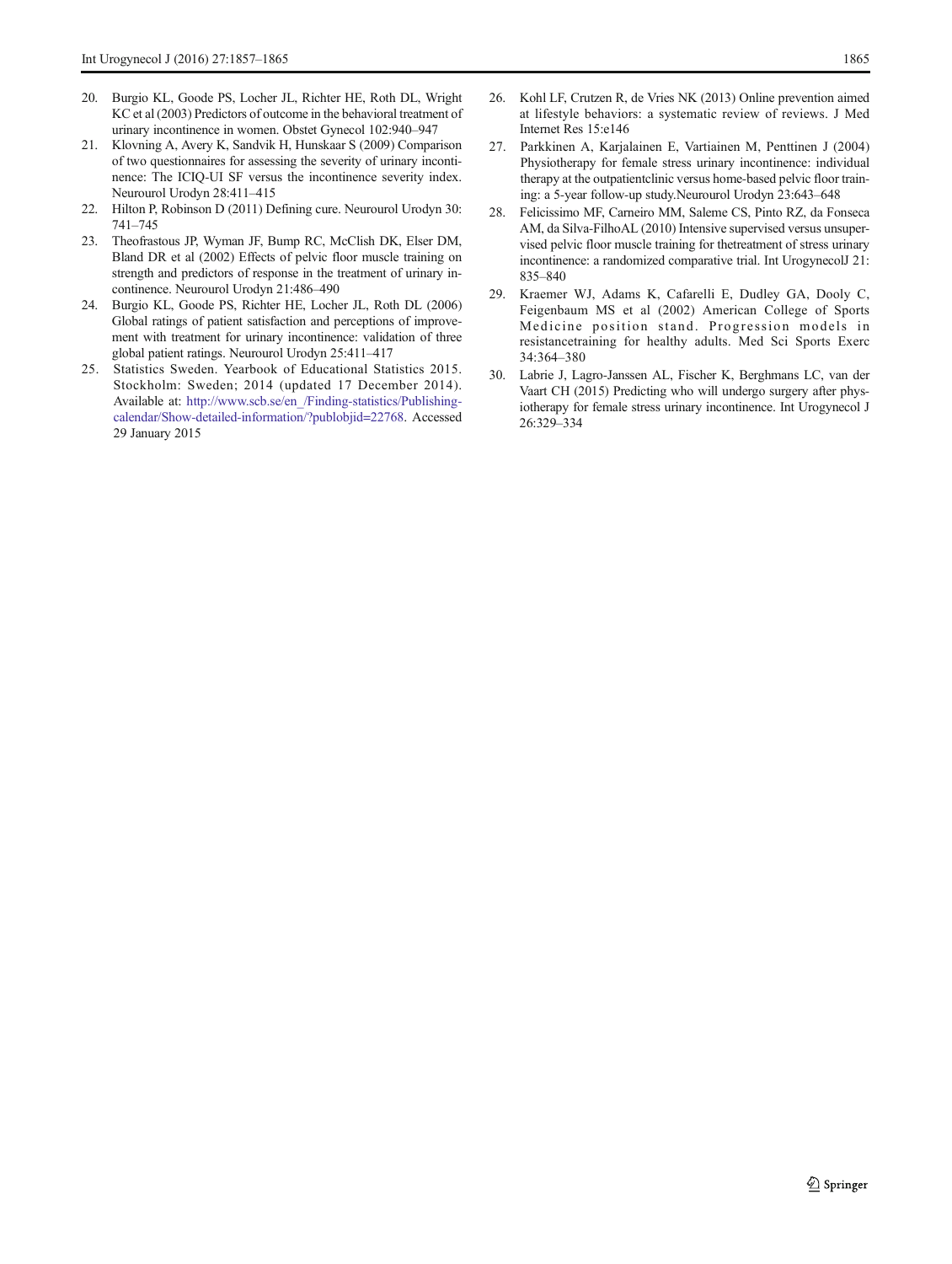20. Burgio KL, Goode PS, Locher JL, Richter HE, Roth DL, Wright KC et al (2003) Predictors of outcome in the behavioral treatment of urinary incontinence in women. Obstet Gynecol 102:940–947
21. Klovning A, Avery K, Sandvik H, Hunskaar S (2009) Comparison of two questionnaires for assessing the severity of urinary incontinence: The ICIQ-UI SF versus the incontinence severity index. Neurourol Urodyn 28:411–415
22. Hilton P, Robinson D (2011) Defining cure. Neurourol Urodyn 30: 741–745
23. Theofrastous JP, Wyman JF, Bump RC, McClish DK, Elser DM, Bland DR et al (2002) Effects of pelvic floor muscle training on strength and predictors of response in the treatment of urinary incontinence. Neurourol Urodyn 21:486–490
24. Burgio KL, Goode PS, Richter HE, Locher JL, Roth DL (2006) Global ratings of patient satisfaction and perceptions of improvement with treatment for urinary incontinence: validation of three global patient ratings. Neurourol Urodyn 25:411–417
25. Statistics Sweden. Yearbook of Educational Statistics 2015. Stockholm: Sweden; 2014 (updated 17 December 2014). Available at: http://www.scb.se/en_/Finding-statistics/Publishing-calendar/Show-detailed-information/?publobjid=22768. Accessed 29 January 2015
26. Kohl LF, Crutzen R, de Vries NK (2013) Online prevention aimed at lifestyle behaviors: a systematic review of reviews. J Med Internet Res 15:e146
27. Parkkinen A, Karjalainen E, Vartiainen M, Penttinen J (2004) Physiotherapy for female stress urinary incontinence: individual therapy at the outpatientclinic versus home-based pelvic floor training: a 5-year follow-up study.Neurourol Urodyn 23:643–648
28. Felicissimo MF, Carneiro MM, Saleme CS, Pinto RZ, da Fonseca AM, da Silva-FilhoAL (2010) Intensive supervised versus unsupervised pelvic floor muscle training for thetreatment of stress urinary incontinence: a randomized comparative trial. Int UrogynecolJ 21: 835–840
29. Kraemer WJ, Adams K, Cafarelli E, Dudley GA, Dooly C, Feigenbaum MS et al (2002) American College of Sports Medicine position stand. Progression models in resistancetraining for healthy adults. Med Sci Sports Exerc 34:364–380
30. Labrie J, Lagro-Janssen AL, Fischer K, Berghmans LC, van der Vaart CH (2015) Predicting who will undergo surgery after physiotherapy for female stress urinary incontinence. Int Urogynecol J 26:329–334